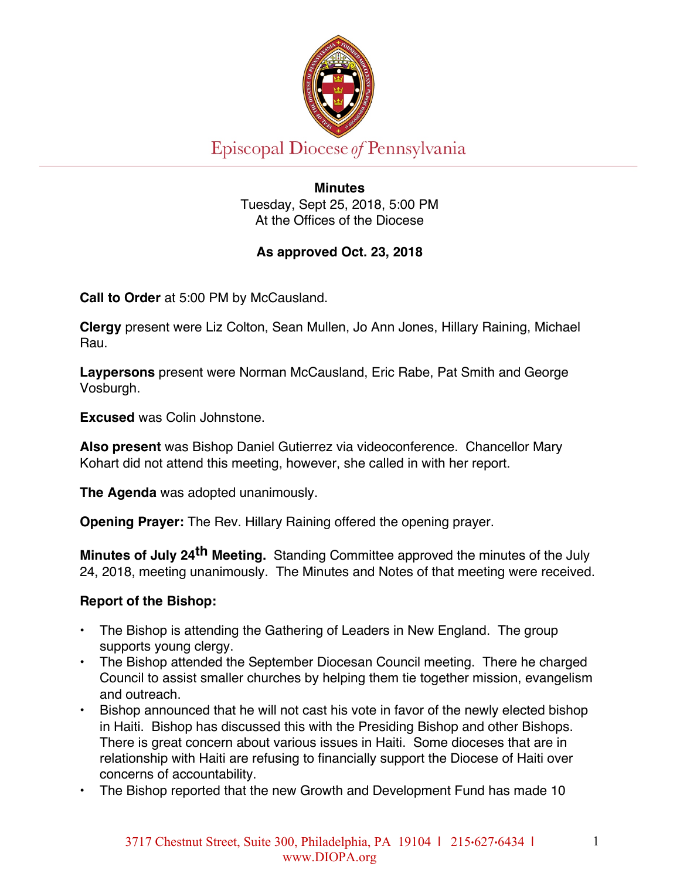Episcopal Diocese of Pennsylvania

**Minutes**
Tuesday, Sept 25, 2018, 5:00 PM
At the Offices of the Diocese

**As approved Oct. 23, 2018**

**Call to Order** at 5:00 PM by McCausland.

**Clergy** present were Liz Colton, Sean Mullen, Jo Ann Jones, Hillary Raining, Michael Rau.

**Laypersons** present were Norman McCausland, Eric Rabe, Pat Smith and George Vosburgh.

**Excused** was Colin Johnstone.

**Also present** was Bishop Daniel Gutierrez via videoconference. Chancellor Mary Kohart did not attend this meeting, however, she called in with her report.

**The Agenda** was adopted unanimously.

**Opening Prayer:** The Rev. Hillary Raining offered the opening prayer.

**Minutes of July 24th Meeting.** Standing Committee approved the minutes of the July 24, 2018, meeting unanimously. The Minutes and Notes of that meeting were received.

**Report of the Bishop:**

- The Bishop is attending the Gathering of Leaders in New England. The group supports young clergy.
- The Bishop attended the September Diocesan Council meeting. There he charged Council to assist smaller churches by helping them tie together mission, evangelism and outreach.
- Bishop announced that he will not cast his vote in favor of the newly elected bishop in Haiti. Bishop has discussed this with the Presiding Bishop and other Bishops. There is great concern about various issues in Haiti. Some dioceses that are in relationship with Haiti are refusing to financially support the Diocese of Haiti over concerns of accountability.
- The Bishop reported that the new Growth and Development Fund has made 10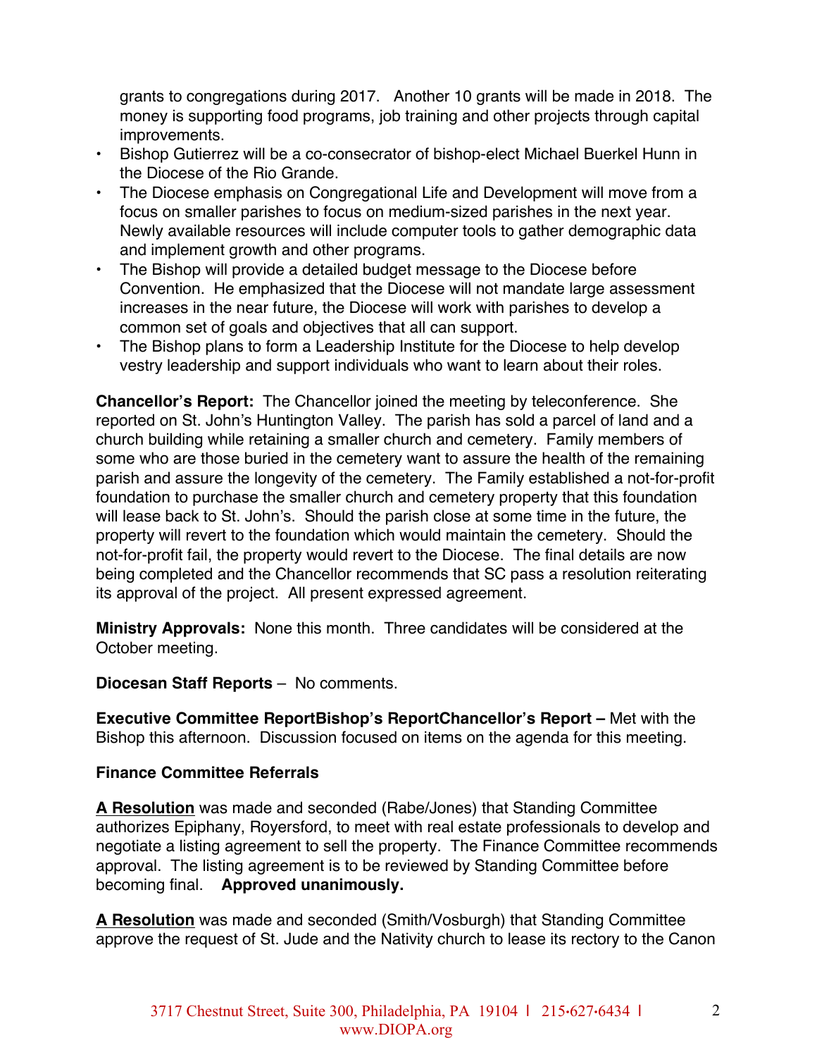grants to congregations during 2017. Another 10 grants will be made in 2018. The money is supporting food programs, job training and other projects through capital improvements.

- Bishop Gutierrez will be a co-consecrator of bishop-elect Michael Buerkel Hunn in the Diocese of the Rio Grande.
- The Diocese emphasis on Congregational Life and Development will move from a focus on smaller parishes to focus on medium-sized parishes in the next year. Newly available resources will include computer tools to gather demographic data and implement growth and other programs.
- The Bishop will provide a detailed budget message to the Diocese before Convention. He emphasized that the Diocese will not mandate large assessment increases in the near future, the Diocese will work with parishes to develop a common set of goals and objectives that all can support.
- The Bishop plans to form a Leadership Institute for the Diocese to help develop vestry leadership and support individuals who want to learn about their roles.

**Chancellor's Report:** The Chancellor joined the meeting by teleconference. She reported on St. John's Huntington Valley. The parish has sold a parcel of land and a church building while retaining a smaller church and cemetery. Family members of some who are those buried in the cemetery want to assure the health of the remaining parish and assure the longevity of the cemetery. The Family established a not-for-profit foundation to purchase the smaller church and cemetery property that this foundation will lease back to St. John's. Should the parish close at some time in the future, the property will revert to the foundation which would maintain the cemetery. Should the not-for-profit fail, the property would revert to the Diocese. The final details are now being completed and the Chancellor recommends that SC pass a resolution reiterating its approval of the project. All present expressed agreement.

**Ministry Approvals:** None this month. Three candidates will be considered at the October meeting.

**Diocesan Staff Reports** – No comments.

**Executive Committee ReportBishop's ReportChancellor's Report –** Met with the Bishop this afternoon. Discussion focused on items on the agenda for this meeting.

**Finance Committee Referrals**

**A Resolution** was made and seconded (Rabe/Jones) that Standing Committee authorizes Epiphany, Royersford, to meet with real estate professionals to develop and negotiate a listing agreement to sell the property. The Finance Committee recommends approval. The listing agreement is to be reviewed by Standing Committee before becoming final. **Approved unanimously.**

**A Resolution** was made and seconded (Smith/Vosburgh) that Standing Committee approve the request of St. Jude and the Nativity church to lease its rectory to the Canon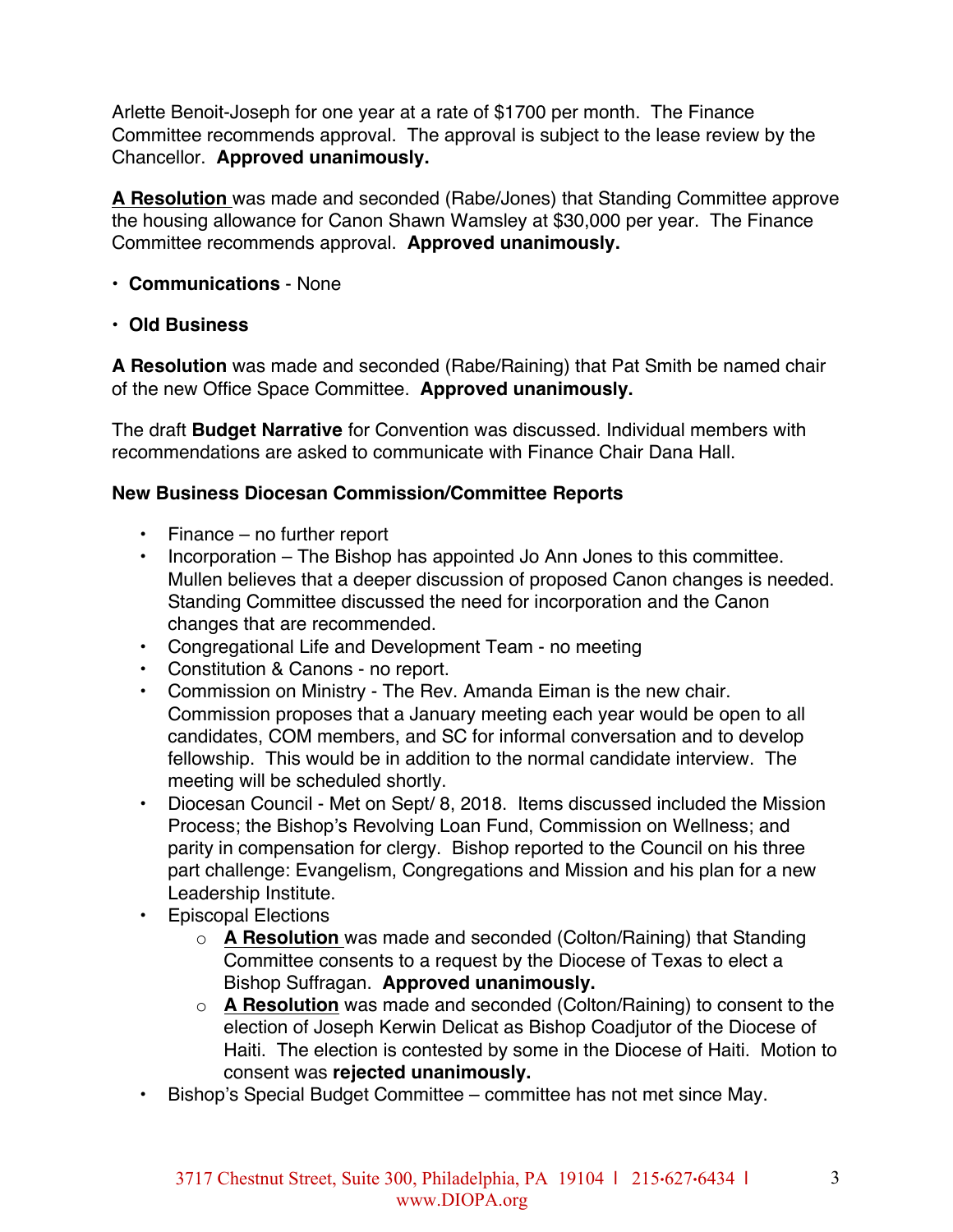Arlette Benoit-Joseph for one year at a rate of $1700 per month. The Finance Committee recommends approval. The approval is subject to the lease review by the Chancellor. **Approved unanimously.**

**A Resolution** was made and seconded (Rabe/Jones) that Standing Committee approve the housing allowance for Canon Shawn Wamsley at $30,000 per year. The Finance Committee recommends approval. **Approved unanimously.**

- **Communications** - None

- **Old Business**

**A Resolution** was made and seconded (Rabe/Raining) that Pat Smith be named chair of the new Office Space Committee. **Approved unanimously.**

The draft **Budget Narrative** for Convention was discussed. Individual members with recommendations are asked to communicate with Finance Chair Dana Hall.

**New Business Diocesan Commission/Committee Reports**

- Finance – no further report
- Incorporation – The Bishop has appointed Jo Ann Jones to this committee. Mullen believes that a deeper discussion of proposed Canon changes is needed. Standing Committee discussed the need for incorporation and the Canon changes that are recommended.
- Congregational Life and Development Team - no meeting
- Constitution & Canons - no report.
- Commission on Ministry - The Rev. Amanda Eiman is the new chair. Commission proposes that a January meeting each year would be open to all candidates, COM members, and SC for informal conversation and to develop fellowship. This would be in addition to the normal candidate interview. The meeting will be scheduled shortly.
- Diocesan Council - Met on Sept/ 8, 2018. Items discussed included the Mission Process; the Bishop's Revolving Loan Fund, Commission on Wellness; and parity in compensation for clergy. Bishop reported to the Council on his three part challenge: Evangelism, Congregations and Mission and his plan for a new Leadership Institute.
- Episcopal Elections
  - **A Resolution** was made and seconded (Colton/Raining) that Standing Committee consents to a request by the Diocese of Texas to elect a Bishop Suffragan. **Approved unanimously.**
  - **A Resolution** was made and seconded (Colton/Raining) to consent to the election of Joseph Kerwin Delicat as Bishop Coadjutor of the Diocese of Haiti. The election is contested by some in the Diocese of Haiti. Motion to consent was **rejected unanimously.**
- Bishop's Special Budget Committee – committee has not met since May.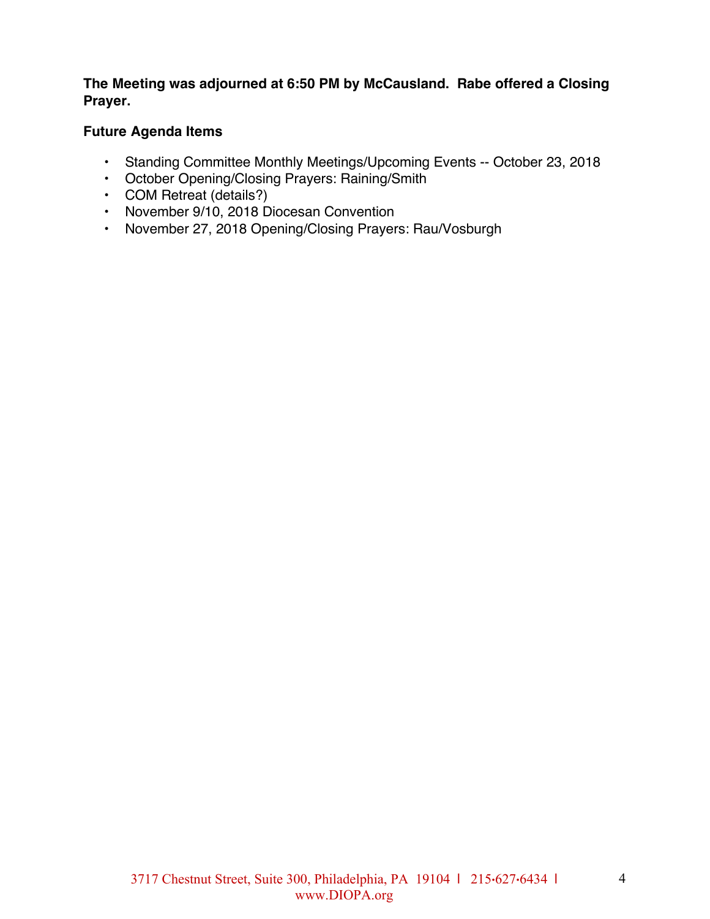**The Meeting was adjourned at 6:50 PM by McCausland. Rabe offered a Closing Prayer.**

**Future Agenda Items**

- Standing Committee Monthly Meetings/Upcoming Events -- October 23, 2018
- October Opening/Closing Prayers: Raining/Smith
- COM Retreat (details?)
- November 9/10, 2018 Diocesan Convention
- November 27, 2018 Opening/Closing Prayers: Rau/Vosburgh